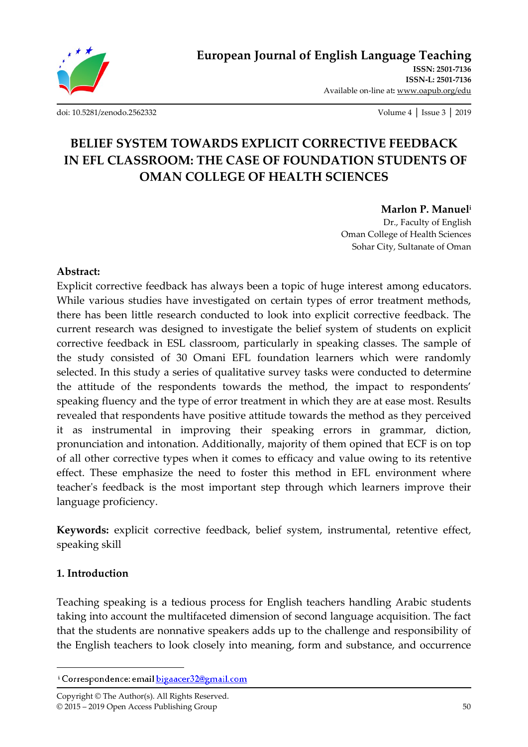# BELIEF SYSTEM TOWARDS EXPLICIT CORRECTIVE FEEDBACK IN EFL CLASSROOM: THE CASE OF FOUNDATION STUDENTS OF OMAN COLLEGE OF HEALTH SCIENCES

**Marlon P. Manuel**[i]

Dr., Faculty of English
Oman College of Health Sciences
Sohar City, Sultanate of Oman

**Abstract:**

Explicit corrective feedback has always been a topic of huge interest among educators. While various studies have investigated on certain types of error treatment methods, there has been little research conducted to look into explicit corrective feedback. The current research was designed to investigate the belief system of students on explicit corrective feedback in ESL classroom, particularly in speaking classes. The sample of the study consisted of 30 Omani EFL foundation learners which were randomly selected. In this study a series of qualitative survey tasks were conducted to determine the attitude of the respondents towards the method, the impact to respondents' speaking fluency and the type of error treatment in which they are at ease most. Results revealed that respondents have positive attitude towards the method as they perceived it as instrumental in improving their speaking errors in grammar, diction, pronunciation and intonation. Additionally, majority of them opined that ECF is on top of all other corrective types when it comes to efficacy and value owing to its retentive effect. These emphasize the need to foster this method in EFL environment where teacher's feedback is the most important step through which learners improve their language proficiency.

**Keywords:** explicit corrective feedback, belief system, instrumental, retentive effect, speaking skill

## 1. Introduction

Teaching speaking is a tedious process for English teachers handling Arabic students taking into account the multifaceted dimension of second language acquisition. The fact that the students are nonnative speakers adds up to the challenge and responsibility of the English teachers to look closely into meaning, form and substance, and occurrence

---

[i] Correspondence: email bigaacer32@gmail.com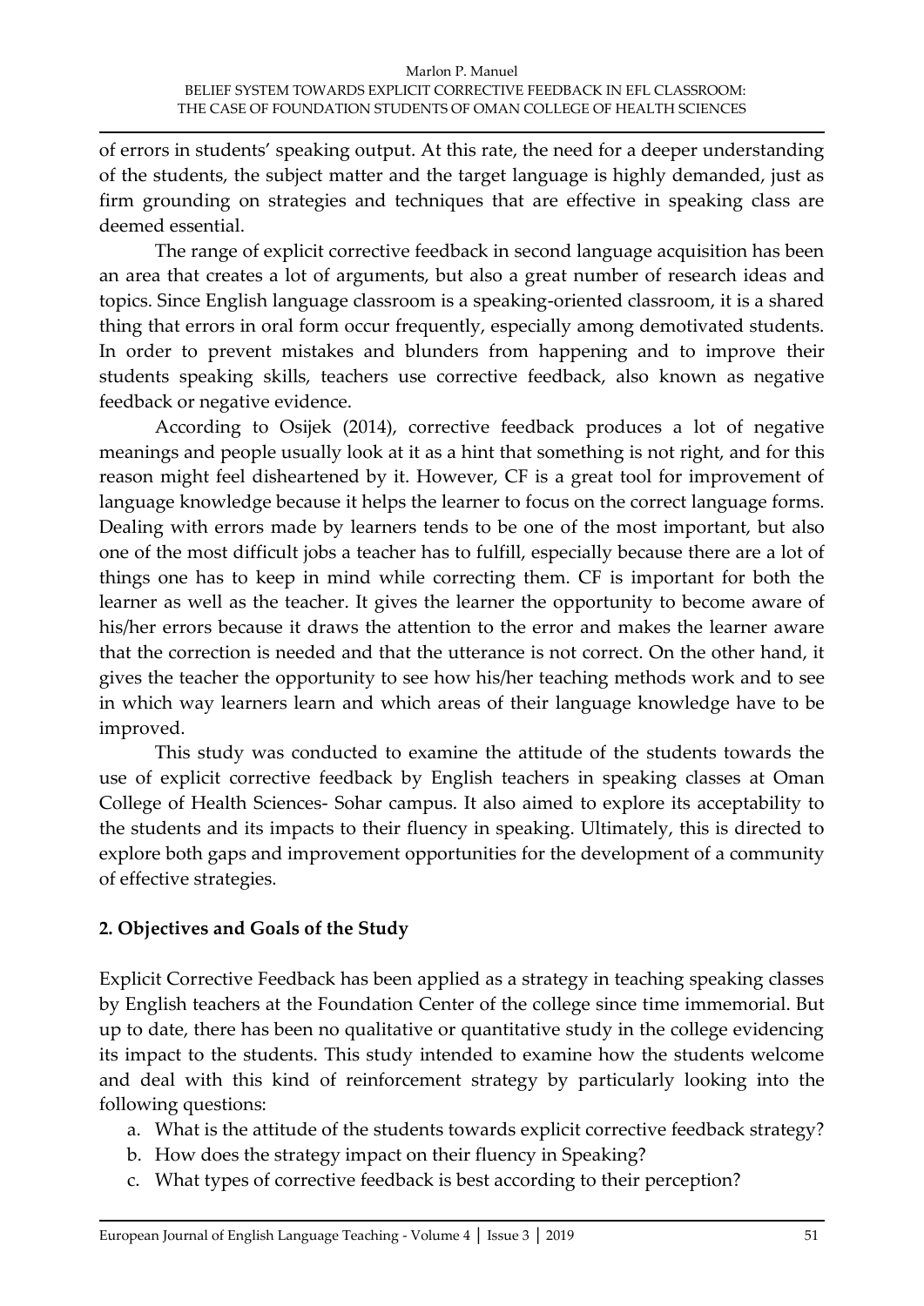of errors in students' speaking output. At this rate, the need for a deeper understanding of the students, the subject matter and the target language is highly demanded, just as firm grounding on strategies and techniques that are effective in speaking class are deemed essential.

The range of explicit corrective feedback in second language acquisition has been an area that creates a lot of arguments, but also a great number of research ideas and topics. Since English language classroom is a speaking-oriented classroom, it is a shared thing that errors in oral form occur frequently, especially among demotivated students. In order to prevent mistakes and blunders from happening and to improve their students speaking skills, teachers use corrective feedback, also known as negative feedback or negative evidence.

According to Osijek (2014), corrective feedback produces a lot of negative meanings and people usually look at it as a hint that something is not right, and for this reason might feel disheartened by it. However, CF is a great tool for improvement of language knowledge because it helps the learner to focus on the correct language forms. Dealing with errors made by learners tends to be one of the most important, but also one of the most difficult jobs a teacher has to fulfill, especially because there are a lot of things one has to keep in mind while correcting them. CF is important for both the learner as well as the teacher. It gives the learner the opportunity to become aware of his/her errors because it draws the attention to the error and makes the learner aware that the correction is needed and that the utterance is not correct. On the other hand, it gives the teacher the opportunity to see how his/her teaching methods work and to see in which way learners learn and which areas of their language knowledge have to be improved.

This study was conducted to examine the attitude of the students towards the use of explicit corrective feedback by English teachers in speaking classes at Oman College of Health Sciences- Sohar campus. It also aimed to explore its acceptability to the students and its impacts to their fluency in speaking. Ultimately, this is directed to explore both gaps and improvement opportunities for the development of a community of effective strategies.

## 2. Objectives and Goals of the Study

Explicit Corrective Feedback has been applied as a strategy in teaching speaking classes by English teachers at the Foundation Center of the college since time immemorial. But up to date, there has been no qualitative or quantitative study in the college evidencing its impact to the students. This study intended to examine how the students welcome and deal with this kind of reinforcement strategy by particularly looking into the following questions:

a. What is the attitude of the students towards explicit corrective feedback strategy?
b. How does the strategy impact on their fluency in Speaking?
c. What types of corrective feedback is best according to their perception?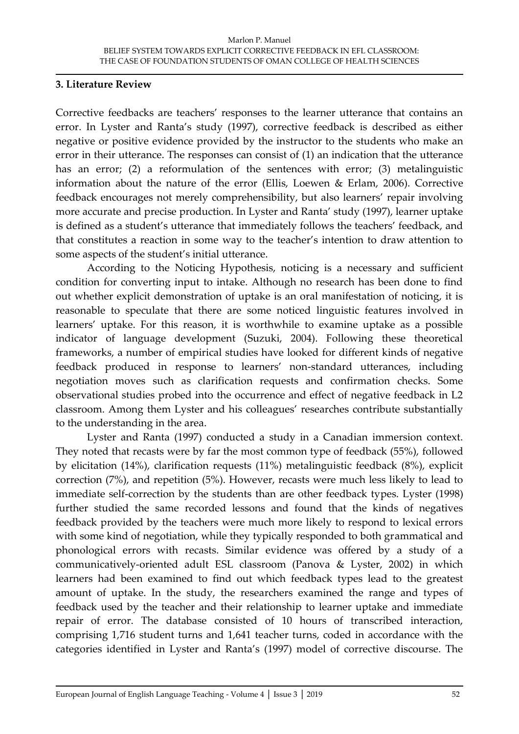## 3. Literature Review

Corrective feedbacks are teachers' responses to the learner utterance that contains an error. In Lyster and Ranta's study (1997), corrective feedback is described as either negative or positive evidence provided by the instructor to the students who make an error in their utterance. The responses can consist of (1) an indication that the utterance has an error; (2) a reformulation of the sentences with error; (3) metalinguistic information about the nature of the error (Ellis, Loewen & Erlam, 2006). Corrective feedback encourages not merely comprehensibility, but also learners' repair involving more accurate and precise production. In Lyster and Ranta' study (1997), learner uptake is defined as a student's utterance that immediately follows the teachers' feedback, and that constitutes a reaction in some way to the teacher's intention to draw attention to some aspects of the student's initial utterance.

According to the Noticing Hypothesis, noticing is a necessary and sufficient condition for converting input to intake. Although no research has been done to find out whether explicit demonstration of uptake is an oral manifestation of noticing, it is reasonable to speculate that there are some noticed linguistic features involved in learners' uptake. For this reason, it is worthwhile to examine uptake as a possible indicator of language development (Suzuki, 2004). Following these theoretical frameworks, a number of empirical studies have looked for different kinds of negative feedback produced in response to learners' non-standard utterances, including negotiation moves such as clarification requests and confirmation checks. Some observational studies probed into the occurrence and effect of negative feedback in L2 classroom. Among them Lyster and his colleagues' researches contribute substantially to the understanding in the area.

Lyster and Ranta (1997) conducted a study in a Canadian immersion context. They noted that recasts were by far the most common type of feedback (55%), followed by elicitation (14%), clarification requests (11%) metalinguistic feedback (8%), explicit correction (7%), and repetition (5%). However, recasts were much less likely to lead to immediate self-correction by the students than are other feedback types. Lyster (1998) further studied the same recorded lessons and found that the kinds of negatives feedback provided by the teachers were much more likely to respond to lexical errors with some kind of negotiation, while they typically responded to both grammatical and phonological errors with recasts. Similar evidence was offered by a study of a communicatively-oriented adult ESL classroom (Panova & Lyster, 2002) in which learners had been examined to find out which feedback types lead to the greatest amount of uptake. In the study, the researchers examined the range and types of feedback used by the teacher and their relationship to learner uptake and immediate repair of error. The database consisted of 10 hours of transcribed interaction, comprising 1,716 student turns and 1,641 teacher turns, coded in accordance with the categories identified in Lyster and Ranta's (1997) model of corrective discourse. The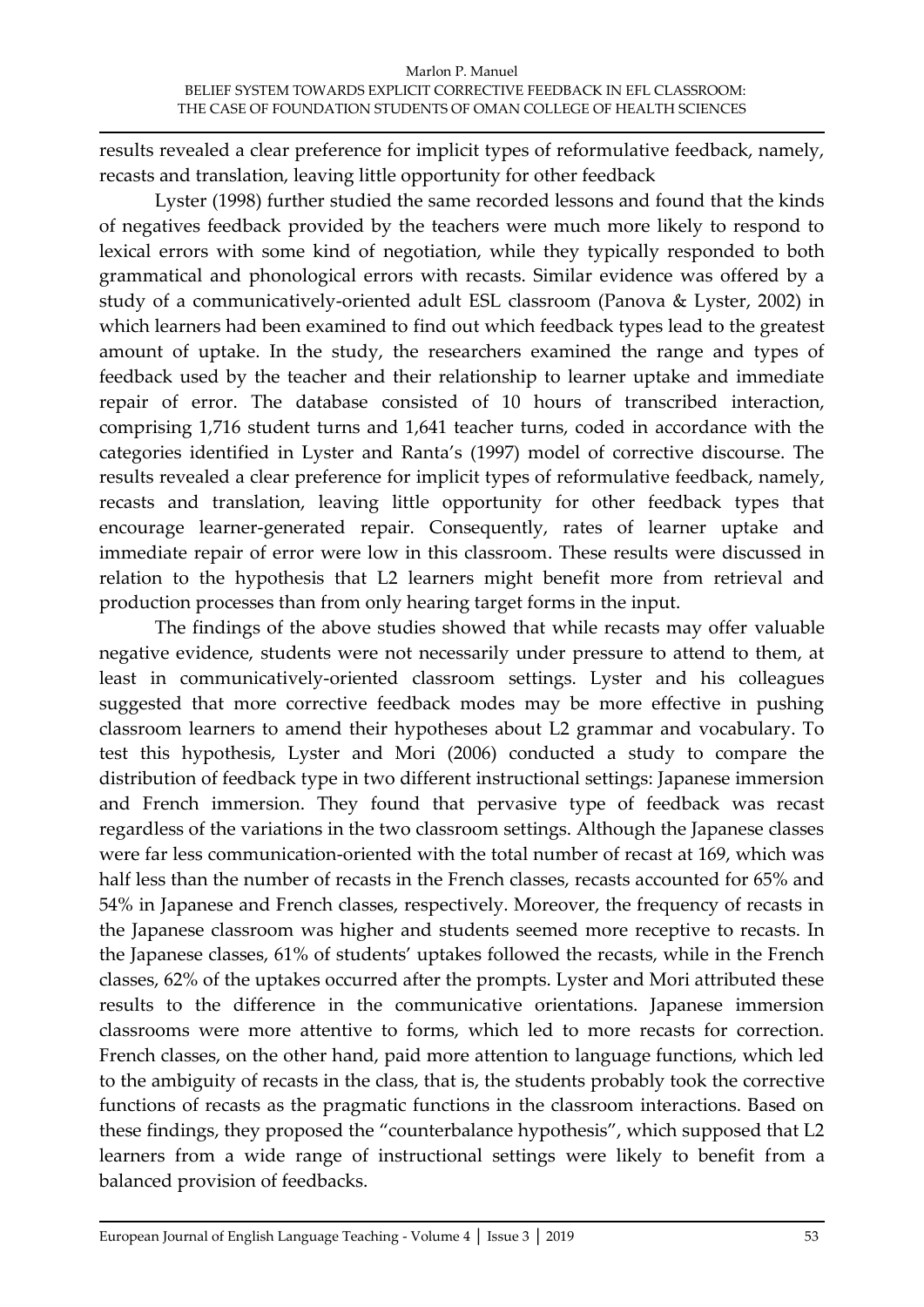results revealed a clear preference for implicit types of reformulative feedback, namely, recasts and translation, leaving little opportunity for other feedback

Lyster (1998) further studied the same recorded lessons and found that the kinds of negatives feedback provided by the teachers were much more likely to respond to lexical errors with some kind of negotiation, while they typically responded to both grammatical and phonological errors with recasts. Similar evidence was offered by a study of a communicatively-oriented adult ESL classroom (Panova & Lyster, 2002) in which learners had been examined to find out which feedback types lead to the greatest amount of uptake. In the study, the researchers examined the range and types of feedback used by the teacher and their relationship to learner uptake and immediate repair of error. The database consisted of 10 hours of transcribed interaction, comprising 1,716 student turns and 1,641 teacher turns, coded in accordance with the categories identified in Lyster and Ranta's (1997) model of corrective discourse. The results revealed a clear preference for implicit types of reformulative feedback, namely, recasts and translation, leaving little opportunity for other feedback types that encourage learner-generated repair. Consequently, rates of learner uptake and immediate repair of error were low in this classroom. These results were discussed in relation to the hypothesis that L2 learners might benefit more from retrieval and production processes than from only hearing target forms in the input.

The findings of the above studies showed that while recasts may offer valuable negative evidence, students were not necessarily under pressure to attend to them, at least in communicatively-oriented classroom settings. Lyster and his colleagues suggested that more corrective feedback modes may be more effective in pushing classroom learners to amend their hypotheses about L2 grammar and vocabulary. To test this hypothesis, Lyster and Mori (2006) conducted a study to compare the distribution of feedback type in two different instructional settings: Japanese immersion and French immersion. They found that pervasive type of feedback was recast regardless of the variations in the two classroom settings. Although the Japanese classes were far less communication-oriented with the total number of recast at 169, which was half less than the number of recasts in the French classes, recasts accounted for 65% and 54% in Japanese and French classes, respectively. Moreover, the frequency of recasts in the Japanese classroom was higher and students seemed more receptive to recasts. In the Japanese classes, 61% of students' uptakes followed the recasts, while in the French classes, 62% of the uptakes occurred after the prompts. Lyster and Mori attributed these results to the difference in the communicative orientations. Japanese immersion classrooms were more attentive to forms, which led to more recasts for correction. French classes, on the other hand, paid more attention to language functions, which led to the ambiguity of recasts in the class, that is, the students probably took the corrective functions of recasts as the pragmatic functions in the classroom interactions. Based on these findings, they proposed the "counterbalance hypothesis", which supposed that L2 learners from a wide range of instructional settings were likely to benefit from a balanced provision of feedbacks.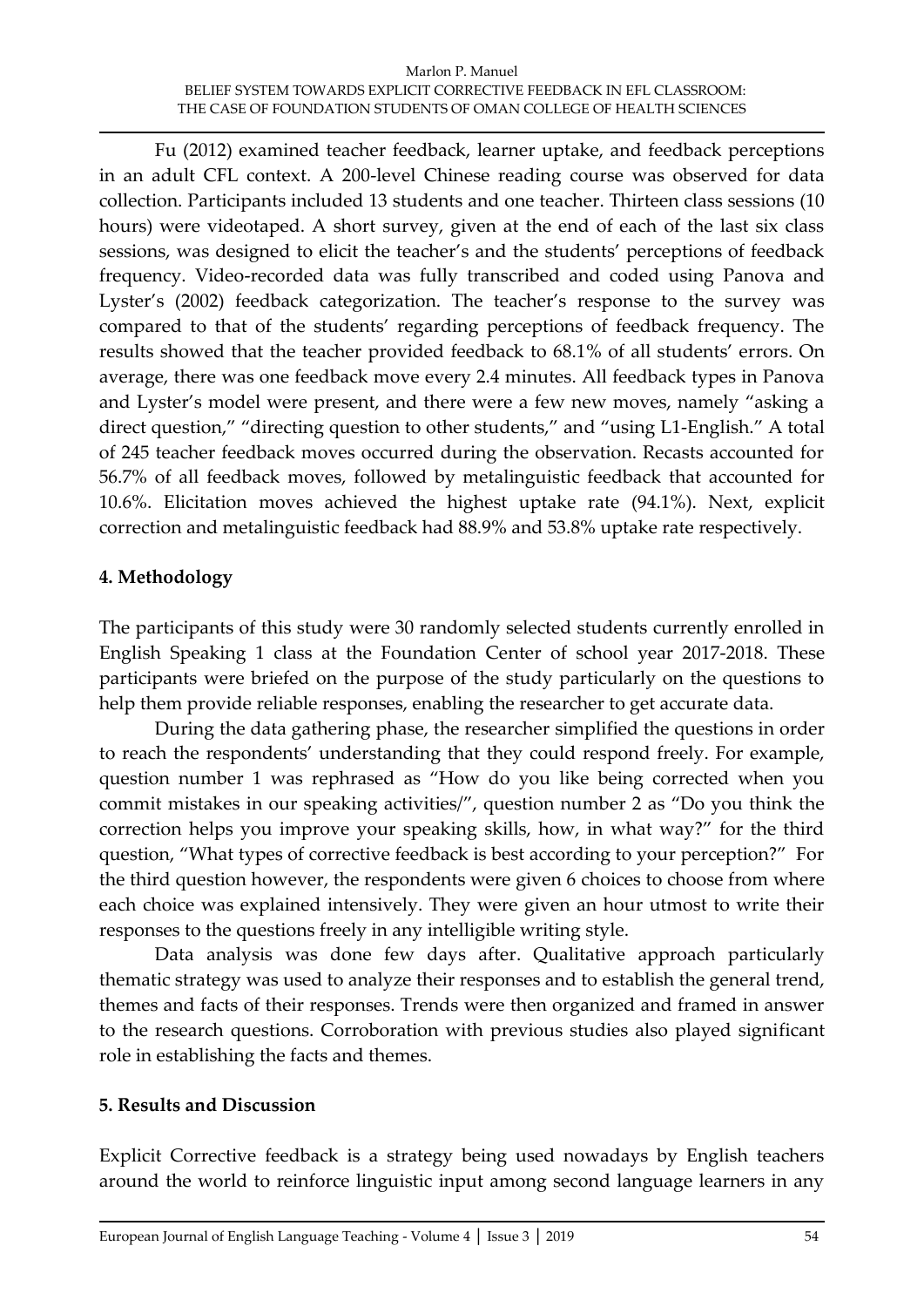Fu (2012) examined teacher feedback, learner uptake, and feedback perceptions in an adult CFL context. A 200-level Chinese reading course was observed for data collection. Participants included 13 students and one teacher. Thirteen class sessions (10 hours) were videotaped. A short survey, given at the end of each of the last six class sessions, was designed to elicit the teacher's and the students' perceptions of feedback frequency. Video-recorded data was fully transcribed and coded using Panova and Lyster's (2002) feedback categorization. The teacher's response to the survey was compared to that of the students' regarding perceptions of feedback frequency. The results showed that the teacher provided feedback to 68.1% of all students' errors. On average, there was one feedback move every 2.4 minutes. All feedback types in Panova and Lyster's model were present, and there were a few new moves, namely "asking a direct question," "directing question to other students," and "using L1-English." A total of 245 teacher feedback moves occurred during the observation. Recasts accounted for 56.7% of all feedback moves, followed by metalinguistic feedback that accounted for 10.6%. Elicitation moves achieved the highest uptake rate (94.1%). Next, explicit correction and metalinguistic feedback had 88.9% and 53.8% uptake rate respectively.

## 4. Methodology

The participants of this study were 30 randomly selected students currently enrolled in English Speaking 1 class at the Foundation Center of school year 2017-2018. These participants were briefed on the purpose of the study particularly on the questions to help them provide reliable responses, enabling the researcher to get accurate data.

During the data gathering phase, the researcher simplified the questions in order to reach the respondents' understanding that they could respond freely. For example, question number 1 was rephrased as "How do you like being corrected when you commit mistakes in our speaking activities/", question number 2 as "Do you think the correction helps you improve your speaking skills, how, in what way?" for the third question, "What types of corrective feedback is best according to your perception?" For the third question however, the respondents were given 6 choices to choose from where each choice was explained intensively. They were given an hour utmost to write their responses to the questions freely in any intelligible writing style.

Data analysis was done few days after. Qualitative approach particularly thematic strategy was used to analyze their responses and to establish the general trend, themes and facts of their responses. Trends were then organized and framed in answer to the research questions. Corroboration with previous studies also played significant role in establishing the facts and themes.

## 5. Results and Discussion

Explicit Corrective feedback is a strategy being used nowadays by English teachers around the world to reinforce linguistic input among second language learners in any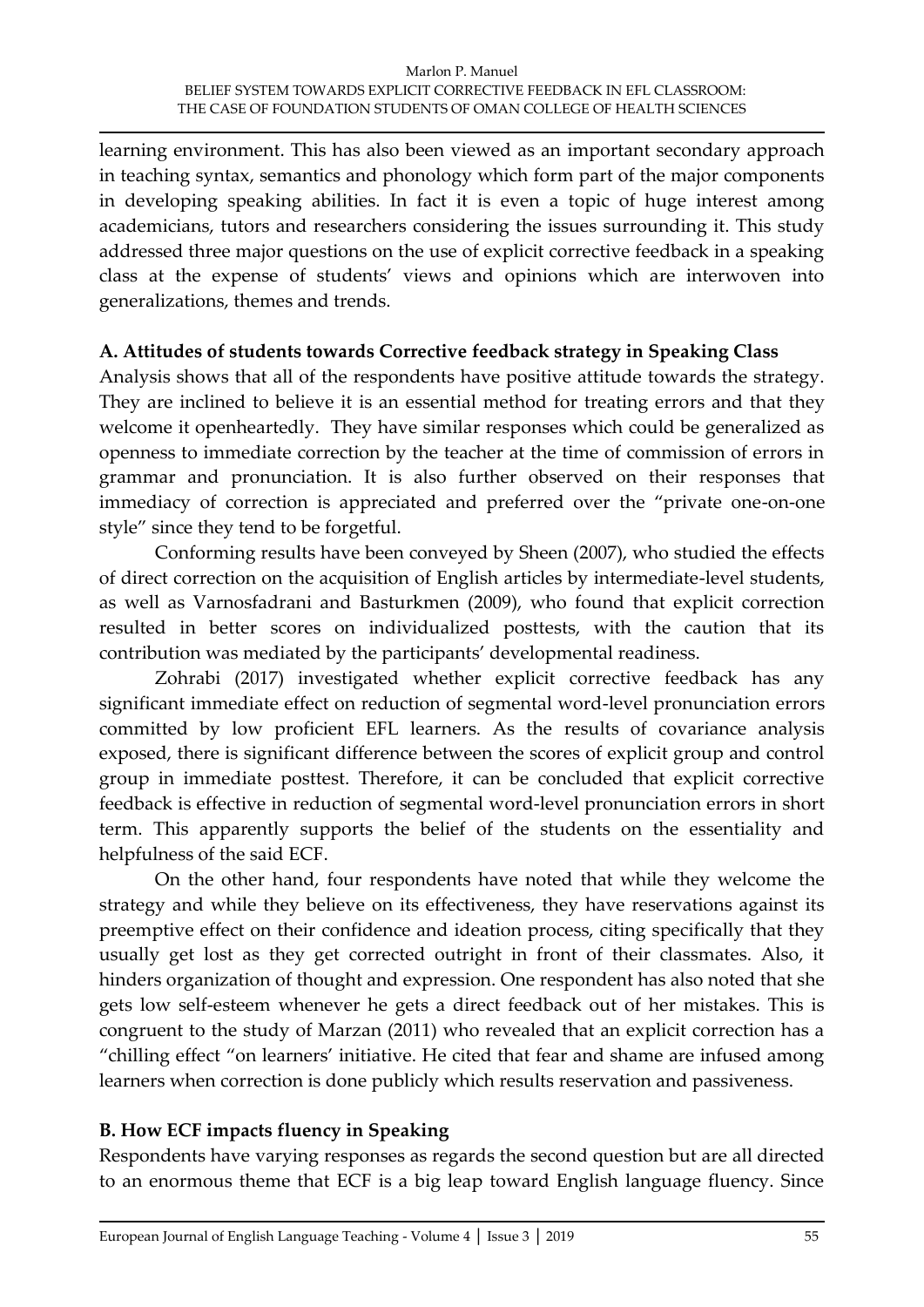learning environment. This has also been viewed as an important secondary approach in teaching syntax, semantics and phonology which form part of the major components in developing speaking abilities. In fact it is even a topic of huge interest among academicians, tutors and researchers considering the issues surrounding it. This study addressed three major questions on the use of explicit corrective feedback in a speaking class at the expense of students' views and opinions which are interwoven into generalizations, themes and trends.

### A. Attitudes of students towards Corrective feedback strategy in Speaking Class

Analysis shows that all of the respondents have positive attitude towards the strategy. They are inclined to believe it is an essential method for treating errors and that they welcome it openheartedly. They have similar responses which could be generalized as openness to immediate correction by the teacher at the time of commission of errors in grammar and pronunciation. It is also further observed on their responses that immediacy of correction is appreciated and preferred over the "private one-on-one style" since they tend to be forgetful.

Conforming results have been conveyed by Sheen (2007), who studied the effects of direct correction on the acquisition of English articles by intermediate-level students, as well as Varnosfadrani and Basturkmen (2009), who found that explicit correction resulted in better scores on individualized posttests, with the caution that its contribution was mediated by the participants' developmental readiness.

Zohrabi (2017) investigated whether explicit corrective feedback has any significant immediate effect on reduction of segmental word-level pronunciation errors committed by low proficient EFL learners. As the results of covariance analysis exposed, there is significant difference between the scores of explicit group and control group in immediate posttest. Therefore, it can be concluded that explicit corrective feedback is effective in reduction of segmental word-level pronunciation errors in short term. This apparently supports the belief of the students on the essentiality and helpfulness of the said ECF.

On the other hand, four respondents have noted that while they welcome the strategy and while they believe on its effectiveness, they have reservations against its preemptive effect on their confidence and ideation process, citing specifically that they usually get lost as they get corrected outright in front of their classmates. Also, it hinders organization of thought and expression. One respondent has also noted that she gets low self-esteem whenever he gets a direct feedback out of her mistakes. This is congruent to the study of Marzan (2011) who revealed that an explicit correction has a "chilling effect "on learners' initiative. He cited that fear and shame are infused among learners when correction is done publicly which results reservation and passiveness.

### B. How ECF impacts fluency in Speaking

Respondents have varying responses as regards the second question but are all directed to an enormous theme that ECF is a big leap toward English language fluency. Since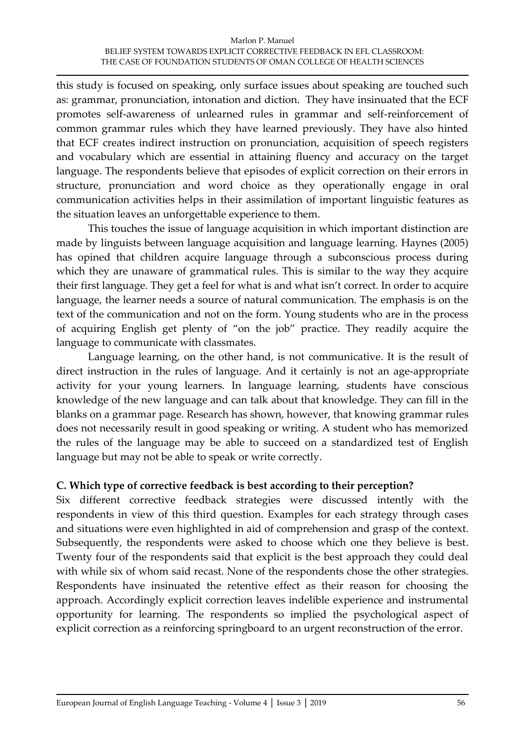this study is focused on speaking, only surface issues about speaking are touched such as: grammar, pronunciation, intonation and diction. They have insinuated that the ECF promotes self-awareness of unlearned rules in grammar and self-reinforcement of common grammar rules which they have learned previously. They have also hinted that ECF creates indirect instruction on pronunciation, acquisition of speech registers and vocabulary which are essential in attaining fluency and accuracy on the target language. The respondents believe that episodes of explicit correction on their errors in structure, pronunciation and word choice as they operationally engage in oral communication activities helps in their assimilation of important linguistic features as the situation leaves an unforgettable experience to them.

This touches the issue of language acquisition in which important distinction are made by linguists between language acquisition and language learning. Haynes (2005) has opined that children acquire language through a subconscious process during which they are unaware of grammatical rules. This is similar to the way they acquire their first language. They get a feel for what is and what isn't correct. In order to acquire language, the learner needs a source of natural communication. The emphasis is on the text of the communication and not on the form. Young students who are in the process of acquiring English get plenty of "on the job" practice. They readily acquire the language to communicate with classmates.

Language learning, on the other hand, is not communicative. It is the result of direct instruction in the rules of language. And it certainly is not an age-appropriate activity for your young learners. In language learning, students have conscious knowledge of the new language and can talk about that knowledge. They can fill in the blanks on a grammar page. Research has shown, however, that knowing grammar rules does not necessarily result in good speaking or writing. A student who has memorized the rules of the language may be able to succeed on a standardized test of English language but may not be able to speak or write correctly.

### C. Which type of corrective feedback is best according to their perception?

Six different corrective feedback strategies were discussed intently with the respondents in view of this third question. Examples for each strategy through cases and situations were even highlighted in aid of comprehension and grasp of the context. Subsequently, the respondents were asked to choose which one they believe is best. Twenty four of the respondents said that explicit is the best approach they could deal with while six of whom said recast. None of the respondents chose the other strategies. Respondents have insinuated the retentive effect as their reason for choosing the approach. Accordingly explicit correction leaves indelible experience and instrumental opportunity for learning. The respondents so implied the psychological aspect of explicit correction as a reinforcing springboard to an urgent reconstruction of the error.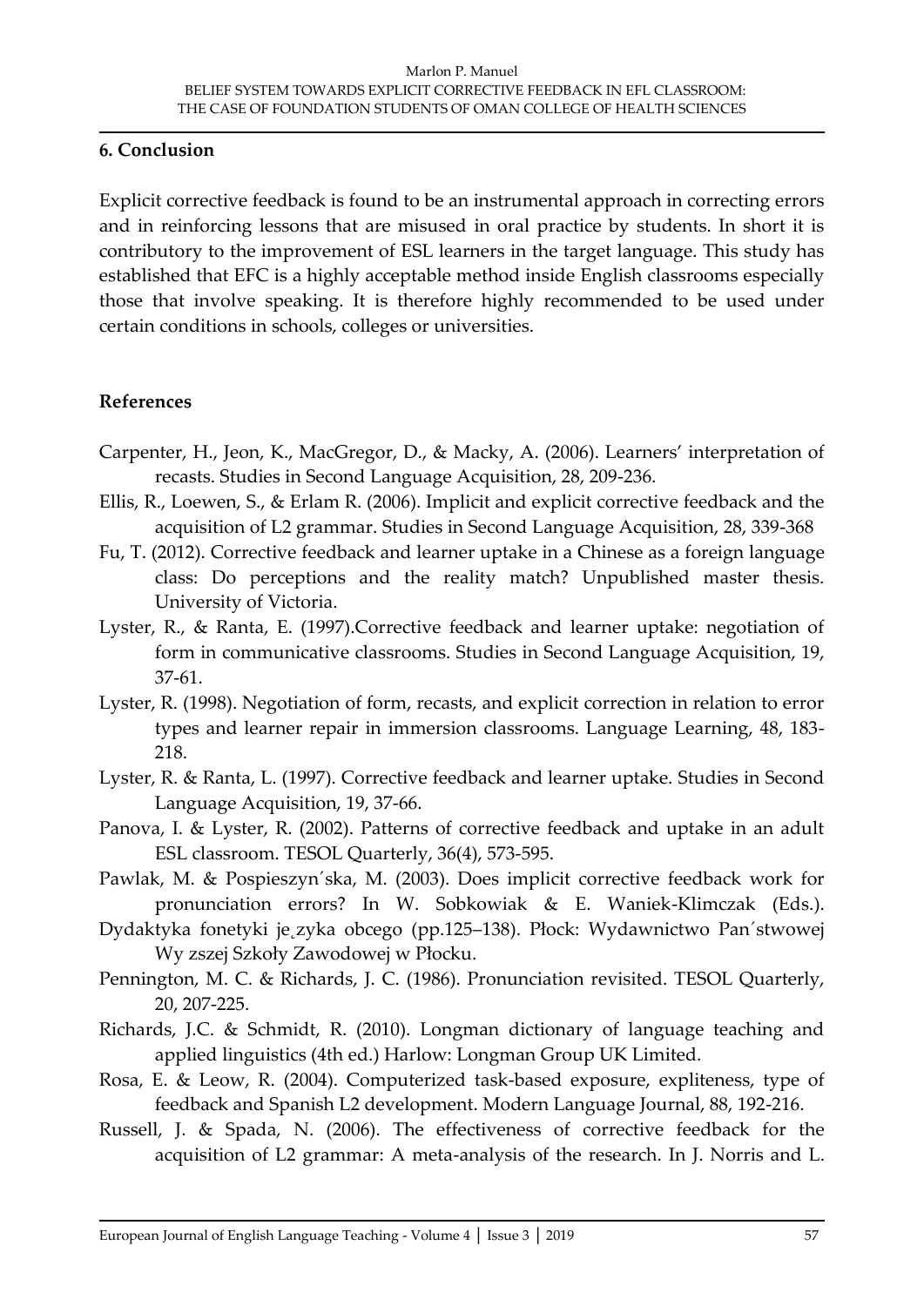### 6. Conclusion

Explicit corrective feedback is found to be an instrumental approach in correcting errors and in reinforcing lessons that are misused in oral practice by students. In short it is contributory to the improvement of ESL learners in the target language. This study has established that EFC is a highly acceptable method inside English classrooms especially those that involve speaking. It is therefore highly recommended to be used under certain conditions in schools, colleges or universities.

### References

Carpenter, H., Jeon, K., MacGregor, D., & Macky, A. (2006). Learners' interpretation of recasts. Studies in Second Language Acquisition, 28, 209-236.

Ellis, R., Loewen, S., & Erlam R. (2006). Implicit and explicit corrective feedback and the acquisition of L2 grammar. Studies in Second Language Acquisition, 28, 339-368

Fu, T. (2012). Corrective feedback and learner uptake in a Chinese as a foreign language class: Do perceptions and the reality match? Unpublished master thesis. University of Victoria.

Lyster, R., & Ranta, E. (1997).Corrective feedback and learner uptake: negotiation of form in communicative classrooms. Studies in Second Language Acquisition, 19, 37-61.

Lyster, R. (1998). Negotiation of form, recasts, and explicit correction in relation to error types and learner repair in immersion classrooms. Language Learning, 48, 183-218.

Lyster, R. & Ranta, L. (1997). Corrective feedback and learner uptake. Studies in Second Language Acquisition, 19, 37-66.

Panova, I. & Lyster, R. (2002). Patterns of corrective feedback and uptake in an adult ESL classroom. TESOL Quarterly, 36(4), 573-595.

Pawlak, M. & Pospieszyn´ska, M. (2003). Does implicit corrective feedback work for pronunciation errors? In W. Sobkowiak & E. Waniek-Klimczak (Eds.).

Dydaktyka fonetyki je˛zyka obcego (pp.125–138). Płock: Wydawnictwo Pan´stwowej Wy zszej Szkoły Zawodowej w Płocku.

Pennington, M. C. & Richards, J. C. (1986). Pronunciation revisited. TESOL Quarterly, 20, 207-225.

Richards, J.C. & Schmidt, R. (2010). Longman dictionary of language teaching and applied linguistics (4th ed.) Harlow: Longman Group UK Limited.

Rosa, E. & Leow, R. (2004). Computerized task-based exposure, expliteness, type of feedback and Spanish L2 development. Modern Language Journal, 88, 192-216.

Russell, J. & Spada, N. (2006). The effectiveness of corrective feedback for the acquisition of L2 grammar: A meta-analysis of the research. In J. Norris and L.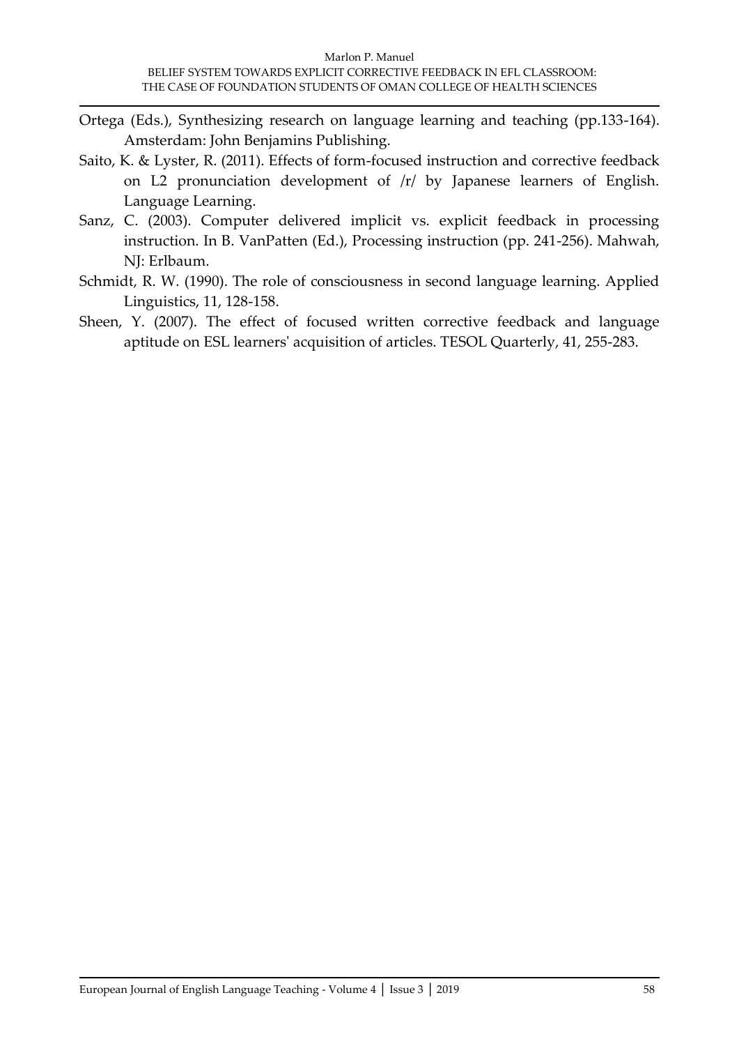Ortega (Eds.), Synthesizing research on language learning and teaching (pp.133-164). Amsterdam: John Benjamins Publishing.

Saito, K. & Lyster, R. (2011). Effects of form-focused instruction and corrective feedback on L2 pronunciation development of /r/ by Japanese learners of English. Language Learning.

Sanz, C. (2003). Computer delivered implicit vs. explicit feedback in processing instruction. In B. VanPatten (Ed.), Processing instruction (pp. 241-256). Mahwah, NJ: Erlbaum.

Schmidt, R. W. (1990). The role of consciousness in second language learning. Applied Linguistics, 11, 128-158.

Sheen, Y. (2007). The effect of focused written corrective feedback and language aptitude on ESL learners' acquisition of articles. TESOL Quarterly, 41, 255-283.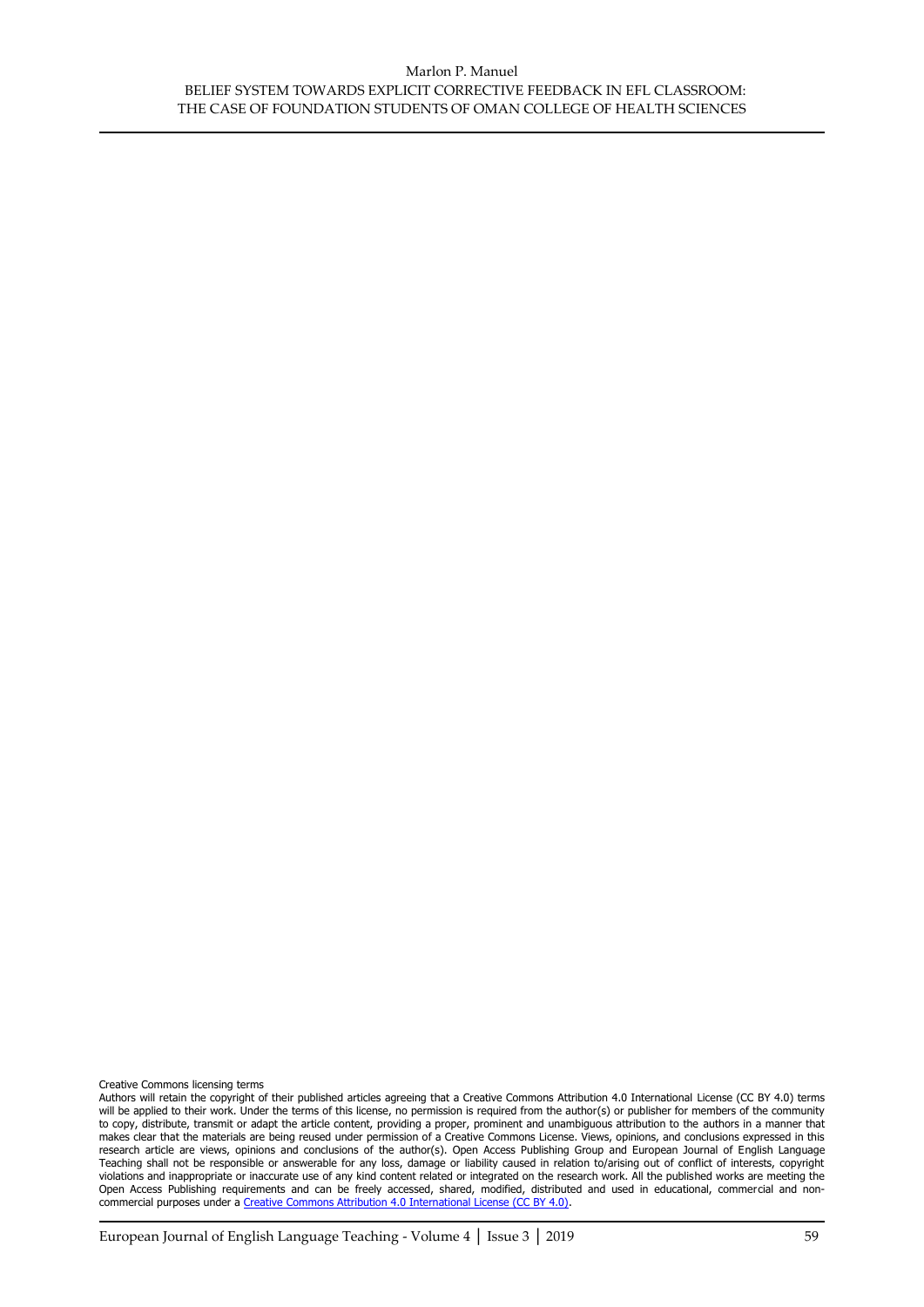Creative Commons licensing terms

Authors will retain the copyright of their published articles agreeing that a Creative Commons Attribution 4.0 International License (CC BY 4.0) terms will be applied to their work. Under the terms of this license, no permission is required from the author(s) or publisher for members of the community to copy, distribute, transmit or adapt the article content, providing a proper, prominent and unambiguous attribution to the authors in a manner that makes clear that the materials are being reused under permission of a Creative Commons License. Views, opinions, and conclusions expressed in this research article are views, opinions and conclusions of the author(s). Open Access Publishing Group and European Journal of English Language Teaching shall not be responsible or answerable for any loss, damage or liability caused in relation to/arising out of conflict of interests, copyright violations and inappropriate or inaccurate use of any kind content related or integrated on the research work. All the published works are meeting the Open Access Publishing requirements and can be freely accessed, shared, modified, distributed and used in educational, commercial and non-commercial purposes under a [Creative Commons Attribution 4.0 International License (CC BY 4.0)](https://creativecommons.org/licenses/by/4.0/).